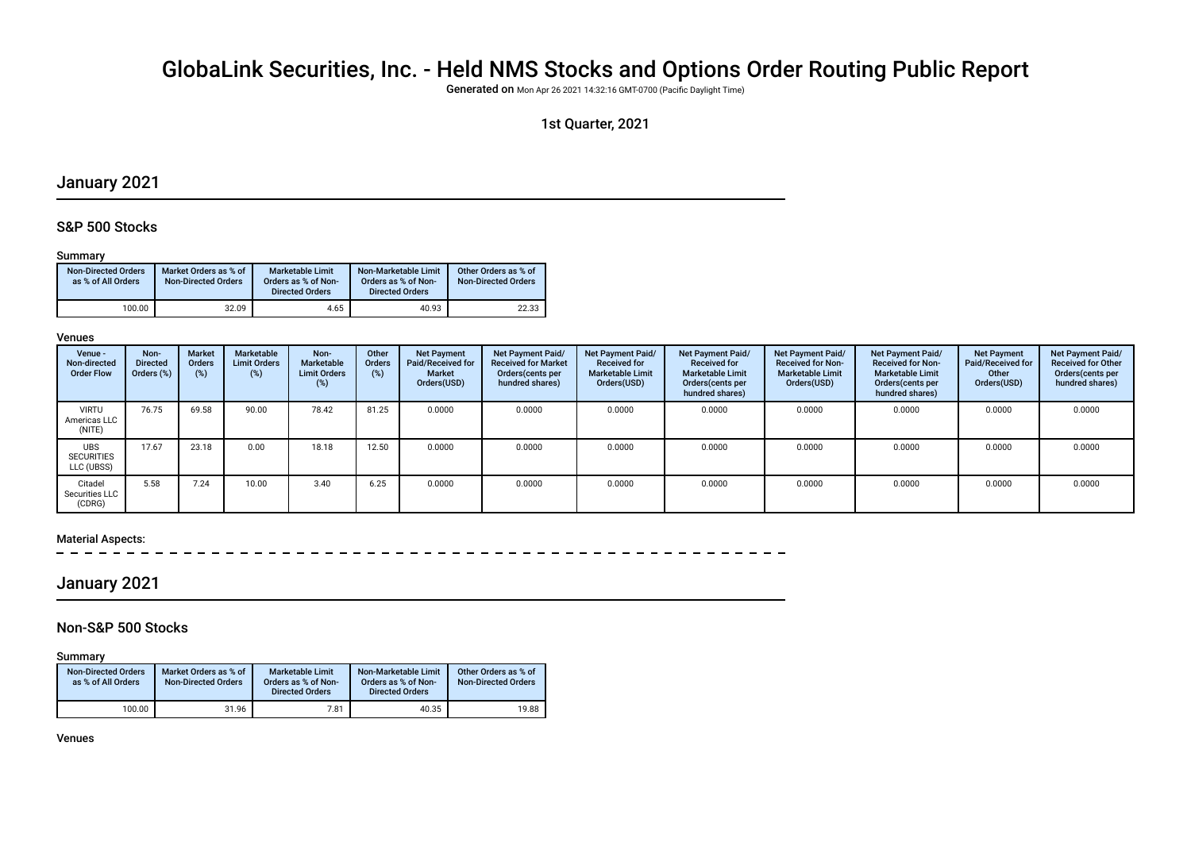# GlobaLink Securities, Inc. - Held NMS Stocks and Options Order Routing Public Report

**Generated on** Mon Apr 26 2021 14:32:16 GMT-0700 (Pacific Daylight Time)

1st Quarter, 2021

## January 2021

### S&P 500 Stocks

#### Summary

| Non-Directed Orders as % of All Orders | Market Orders as % of Non-Directed Orders | Marketable Limit Orders as % of Non-Directed Orders | Non-Marketable Limit Orders as % of Non-Directed Orders | Other Orders as % of Non-Directed Orders |
|---|---|---|---|---|
| 100.00 | 32.09 | 4.65 | 40.93 | 22.33 |

#### Venues

| Venue - Non-directed Order Flow | Non-Directed Orders (%) | Market Orders (%) | Marketable Limit Orders (%) | Non-Marketable Limit Orders (%) | Other Orders (%) | Net Payment Paid/Received for Market Orders(USD) | Net Payment Paid/ Received for Market Orders(cents per hundred shares) | Net Payment Paid/ Received for Marketable Limit Orders(USD) | Net Payment Paid/ Received for Marketable Limit Orders(cents per hundred shares) | Net Payment Paid/ Received for Non-Marketable Limit Orders(USD) | Net Payment Paid/ Received for Non-Marketable Limit Orders(cents per hundred shares) | Net Payment Paid/Received for Other Orders(USD) | Net Payment Paid/ Received for Other Orders(cents per hundred shares) |
|---|---|---|---|---|---|---|---|---|---|---|---|---|---|
| VIRTU Americas LLC (NITE) | 76.75 | 69.58 | 90.00 | 78.42 | 81.25 | 0.0000 | 0.0000 | 0.0000 | 0.0000 | 0.0000 | 0.0000 | 0.0000 | 0.0000 |
| UBS SECURITIES LLC (UBSS) | 17.67 | 23.18 | 0.00 | 18.18 | 12.50 | 0.0000 | 0.0000 | 0.0000 | 0.0000 | 0.0000 | 0.0000 | 0.0000 | 0.0000 |
| Citadel Securities LLC (CDRG) | 5.58 | 7.24 | 10.00 | 3.40 | 6.25 | 0.0000 | 0.0000 | 0.0000 | 0.0000 | 0.0000 | 0.0000 | 0.0000 | 0.0000 |

#### Material Aspects:

## January 2021

### Non-S&P 500 Stocks

#### Summary

| Non-Directed Orders as % of All Orders | Market Orders as % of Non-Directed Orders | Marketable Limit Orders as % of Non-Directed Orders | Non-Marketable Limit Orders as % of Non-Directed Orders | Other Orders as % of Non-Directed Orders |
|---|---|---|---|---|
| 100.00 | 31.96 | 7.81 | 40.35 | 19.88 |

#### Venues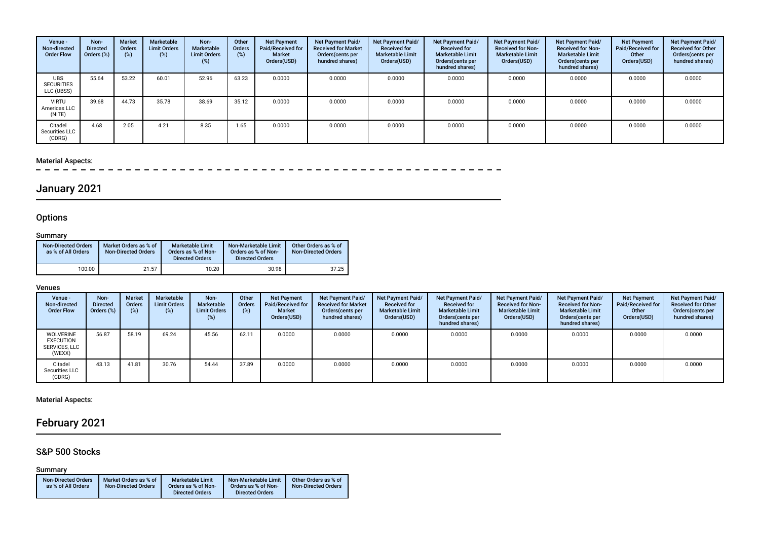| Venue - Non-directed Order Flow | Non-Directed Orders (%) | Market Orders (%) | Marketable Limit Orders (%) | Non-Marketable Limit Orders (%) | Other Orders (%) | Net Payment Paid/Received for Market Orders(USD) | Net Payment Paid/ Received for Market Orders(cents per hundred shares) | Net Payment Paid/ Received for Marketable Limit Orders(USD) | Net Payment Paid/ Received for Marketable Limit Orders(cents per hundred shares) | Net Payment Paid/ Received for Non-Marketable Limit Orders(USD) | Net Payment Paid/ Received for Non-Marketable Limit Orders(cents per hundred shares) | Net Payment Paid/Received for Other Orders(USD) | Net Payment Paid/ Received for Other Orders(cents per hundred shares) |
|---|---|---|---|---|---|---|---|---|---|---|---|---|---|
| UBS SECURITIES LLC (UBSS) | 55.64 | 53.22 | 60.01 | 52.96 | 63.23 | 0.0000 | 0.0000 | 0.0000 | 0.0000 | 0.0000 | 0.0000 | 0.0000 | 0.0000 |
| VIRTU Americas LLC (NITE) | 39.68 | 44.73 | 35.78 | 38.69 | 35.12 | 0.0000 | 0.0000 | 0.0000 | 0.0000 | 0.0000 | 0.0000 | 0.0000 | 0.0000 |
| Citadel Securities LLC (CDRG) | 4.68 | 2.05 | 4.21 | 8.35 | 1.65 | 0.0000 | 0.0000 | 0.0000 | 0.0000 | 0.0000 | 0.0000 | 0.0000 | 0.0000 |

### Material Aspects:

## January 2021

### Options

#### Summary

| Non-Directed Orders as % of All Orders | Market Orders as % of Non-Directed Orders | Marketable Limit Orders as % of Non-Directed Orders | Non-Marketable Limit Orders as % of Non-Directed Orders | Other Orders as % of Non-Directed Orders |
|---|---|---|---|---|
| 100.00 | 21.57 | 10.20 | 30.98 | 37.25 |

#### Venues

| Venue - Non-directed Order Flow | Non-Directed Orders (%) | Market Orders (%) | Marketable Limit Orders (%) | Non-Marketable Limit Orders (%) | Other Orders (%) | Net Payment Paid/Received for Market Orders(USD) | Net Payment Paid/ Received for Market Orders(cents per hundred shares) | Net Payment Paid/ Received for Marketable Limit Orders(USD) | Net Payment Paid/ Received for Marketable Limit Orders(cents per hundred shares) | Net Payment Paid/ Received for Non-Marketable Limit Orders(USD) | Net Payment Paid/ Received for Non-Marketable Limit Orders(cents per hundred shares) | Net Payment Paid/Received for Other Orders(USD) | Net Payment Paid/ Received for Other Orders(cents per hundred shares) |
|---|---|---|---|---|---|---|---|---|---|---|---|---|---|
| WOLVERINE EXECUTION SERVICES, LLC (WEXX) | 56.87 | 58.19 | 69.24 | 45.56 | 62.11 | 0.0000 | 0.0000 | 0.0000 | 0.0000 | 0.0000 | 0.0000 | 0.0000 | 0.0000 |
| Citadel Securities LLC (CDRG) | 43.13 | 41.81 | 30.76 | 54.44 | 37.89 | 0.0000 | 0.0000 | 0.0000 | 0.0000 | 0.0000 | 0.0000 | 0.0000 | 0.0000 |

### Material Aspects:

## February 2021

### S&P 500 Stocks

#### Summary

| Non-Directed Orders as % of All Orders | Market Orders as % of Non-Directed Orders | Marketable Limit Orders as % of Non-Directed Orders | Non-Marketable Limit Orders as % of Non-Directed Orders | Other Orders as % of Non-Directed Orders |
|---|---|---|---|---|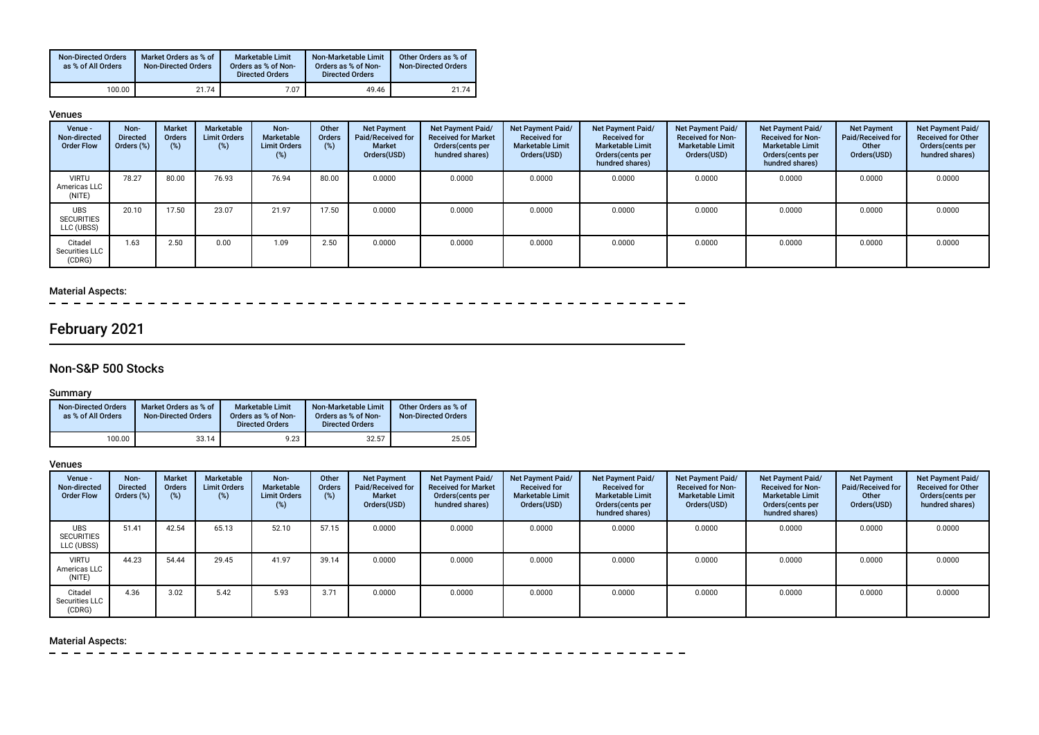| Non-Directed Orders as % of All Orders | Market Orders as % of Non-Directed Orders | Marketable Limit Orders as % of Non-Directed Orders | Non-Marketable Limit Orders as % of Non-Directed Orders | Other Orders as % of Non-Directed Orders |
|---|---|---|---|---|
| 100.00 | 21.74 | 7.07 | 49.46 | 21.74 |

Venues

| Venue - Non-directed Order Flow | Non-Directed Orders (%) | Market Orders (%) | Marketable Limit Orders (%) | Non-Marketable Limit Orders (%) | Other Orders (%) | Net Payment Paid/Received for Market Orders(USD) | Net Payment Paid/Received for Market Orders(cents per hundred shares) | Net Payment Paid/Received for Marketable Limit Orders(USD) | Net Payment Paid/Received for Marketable Limit Orders(cents per hundred shares) | Net Payment Paid/Received for Non-Marketable Limit Orders(USD) | Net Payment Paid/Received for Non-Marketable Limit Orders(cents per hundred shares) | Net Payment Paid/Received for Other Orders(USD) | Net Payment Paid/Received for Other Orders(cents per hundred shares) |
|---|---|---|---|---|---|---|---|---|---|---|---|---|---|
| VIRTU Americas LLC (NITE) | 78.27 | 80.00 | 76.93 | 76.94 | 80.00 | 0.0000 | 0.0000 | 0.0000 | 0.0000 | 0.0000 | 0.0000 | 0.0000 | 0.0000 |
| UBS SECURITIES LLC (UBSS) | 20.10 | 17.50 | 23.07 | 21.97 | 17.50 | 0.0000 | 0.0000 | 0.0000 | 0.0000 | 0.0000 | 0.0000 | 0.0000 | 0.0000 |
| Citadel Securities LLC (CDRG) | 1.63 | 2.50 | 0.00 | 1.09 | 2.50 | 0.0000 | 0.0000 | 0.0000 | 0.0000 | 0.0000 | 0.0000 | 0.0000 | 0.0000 |

Material Aspects:

# February 2021

## Non-S&P 500 Stocks

Summary

| Non-Directed Orders as % of All Orders | Market Orders as % of Non-Directed Orders | Marketable Limit Orders as % of Non-Directed Orders | Non-Marketable Limit Orders as % of Non-Directed Orders | Other Orders as % of Non-Directed Orders |
|---|---|---|---|---|
| 100.00 | 33.14 | 9.23 | 32.57 | 25.05 |

Venues

| Venue - Non-directed Order Flow | Non-Directed Orders (%) | Market Orders (%) | Marketable Limit Orders (%) | Non-Marketable Limit Orders (%) | Other Orders (%) | Net Payment Paid/Received for Market Orders(USD) | Net Payment Paid/Received for Market Orders(cents per hundred shares) | Net Payment Paid/Received for Marketable Limit Orders(USD) | Net Payment Paid/Received for Marketable Limit Orders(cents per hundred shares) | Net Payment Paid/Received for Non-Marketable Limit Orders(USD) | Net Payment Paid/Received for Non-Marketable Limit Orders(cents per hundred shares) | Net Payment Paid/Received for Other Orders(USD) | Net Payment Paid/Received for Other Orders(cents per hundred shares) |
|---|---|---|---|---|---|---|---|---|---|---|---|---|---|
| UBS SECURITIES LLC (UBSS) | 51.41 | 42.54 | 65.13 | 52.10 | 57.15 | 0.0000 | 0.0000 | 0.0000 | 0.0000 | 0.0000 | 0.0000 | 0.0000 | 0.0000 |
| VIRTU Americas LLC (NITE) | 44.23 | 54.44 | 29.45 | 41.97 | 39.14 | 0.0000 | 0.0000 | 0.0000 | 0.0000 | 0.0000 | 0.0000 | 0.0000 | 0.0000 |
| Citadel Securities LLC (CDRG) | 4.36 | 3.02 | 5.42 | 5.93 | 3.71 | 0.0000 | 0.0000 | 0.0000 | 0.0000 | 0.0000 | 0.0000 | 0.0000 | 0.0000 |

Material Aspects: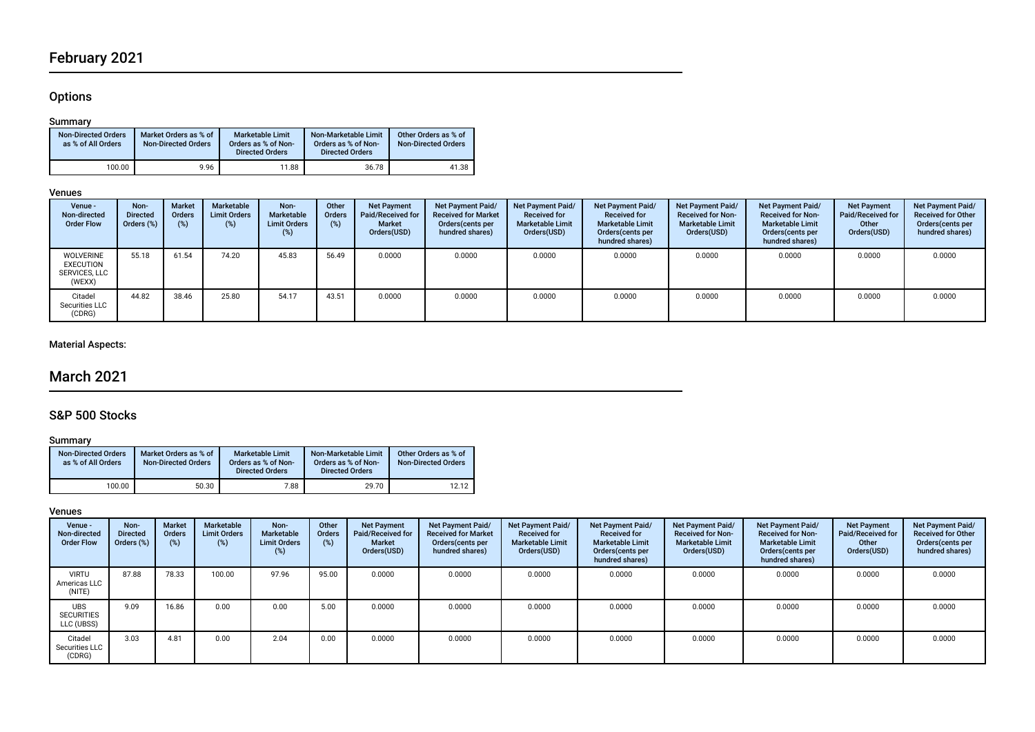# February 2021

## Options

### Summary

| Non-Directed Orders as % of All Orders | Market Orders as % of Non-Directed Orders | Marketable Limit Orders as % of Non-Directed Orders | Non-Marketable Limit Orders as % of Non-Directed Orders | Other Orders as % of Non-Directed Orders |
|---|---|---|---|---|
| 100.00 | 9.96 | 11.88 | 36.78 | 41.38 |

### Venues

| Venue - Non-directed Order Flow | Non-Directed Orders (%) | Market Orders (%) | Marketable Limit Orders (%) | Non-Marketable Limit Orders (%) | Other Orders (%) | Net Payment Paid/Received for Market Orders(USD) | Net Payment Paid/Received for Market Orders(cents per hundred shares) | Net Payment Paid/Received for Marketable Limit Orders(USD) | Net Payment Paid/Received for Marketable Limit Orders(cents per hundred shares) | Net Payment Paid/Received for Non-Marketable Limit Orders(USD) | Net Payment Paid/Received for Non-Marketable Limit Orders(cents per hundred shares) | Net Payment Paid/Received for Other Orders(USD) | Net Payment Paid/Received for Other Orders(cents per hundred shares) |
|---|---|---|---|---|---|---|---|---|---|---|---|---|---|
| WOLVERINE EXECUTION SERVICES, LLC (WEXX) | 55.18 | 61.54 | 74.20 | 45.83 | 56.49 | 0.0000 | 0.0000 | 0.0000 | 0.0000 | 0.0000 | 0.0000 | 0.0000 | 0.0000 |
| Citadel Securities LLC (CDRG) | 44.82 | 38.46 | 25.80 | 54.17 | 43.51 | 0.0000 | 0.0000 | 0.0000 | 0.0000 | 0.0000 | 0.0000 | 0.0000 | 0.0000 |

### Material Aspects:

# March 2021

## S&P 500 Stocks

### Summary

| Non-Directed Orders as % of All Orders | Market Orders as % of Non-Directed Orders | Marketable Limit Orders as % of Non-Directed Orders | Non-Marketable Limit Orders as % of Non-Directed Orders | Other Orders as % of Non-Directed Orders |
|---|---|---|---|---|
| 100.00 | 50.30 | 7.88 | 29.70 | 12.12 |

### Venues

| Venue - Non-directed Order Flow | Non-Directed Orders (%) | Market Orders (%) | Marketable Limit Orders (%) | Non-Marketable Limit Orders (%) | Other Orders (%) | Net Payment Paid/Received for Market Orders(USD) | Net Payment Paid/Received for Market Orders(cents per hundred shares) | Net Payment Paid/Received for Marketable Limit Orders(USD) | Net Payment Paid/Received for Marketable Limit Orders(cents per hundred shares) | Net Payment Paid/Received for Non-Marketable Limit Orders(USD) | Net Payment Paid/Received for Non-Marketable Limit Orders(cents per hundred shares) | Net Payment Paid/Received for Other Orders(USD) | Net Payment Paid/Received for Other Orders(cents per hundred shares) |
|---|---|---|---|---|---|---|---|---|---|---|---|---|---|
| VIRTU Americas LLC (NITE) | 87.88 | 78.33 | 100.00 | 97.96 | 95.00 | 0.0000 | 0.0000 | 0.0000 | 0.0000 | 0.0000 | 0.0000 | 0.0000 | 0.0000 |
| UBS SECURITIES LLC (UBSS) | 9.09 | 16.86 | 0.00 | 0.00 | 5.00 | 0.0000 | 0.0000 | 0.0000 | 0.0000 | 0.0000 | 0.0000 | 0.0000 | 0.0000 |
| Citadel Securities LLC (CDRG) | 3.03 | 4.81 | 0.00 | 2.04 | 0.00 | 0.0000 | 0.0000 | 0.0000 | 0.0000 | 0.0000 | 0.0000 | 0.0000 | 0.0000 |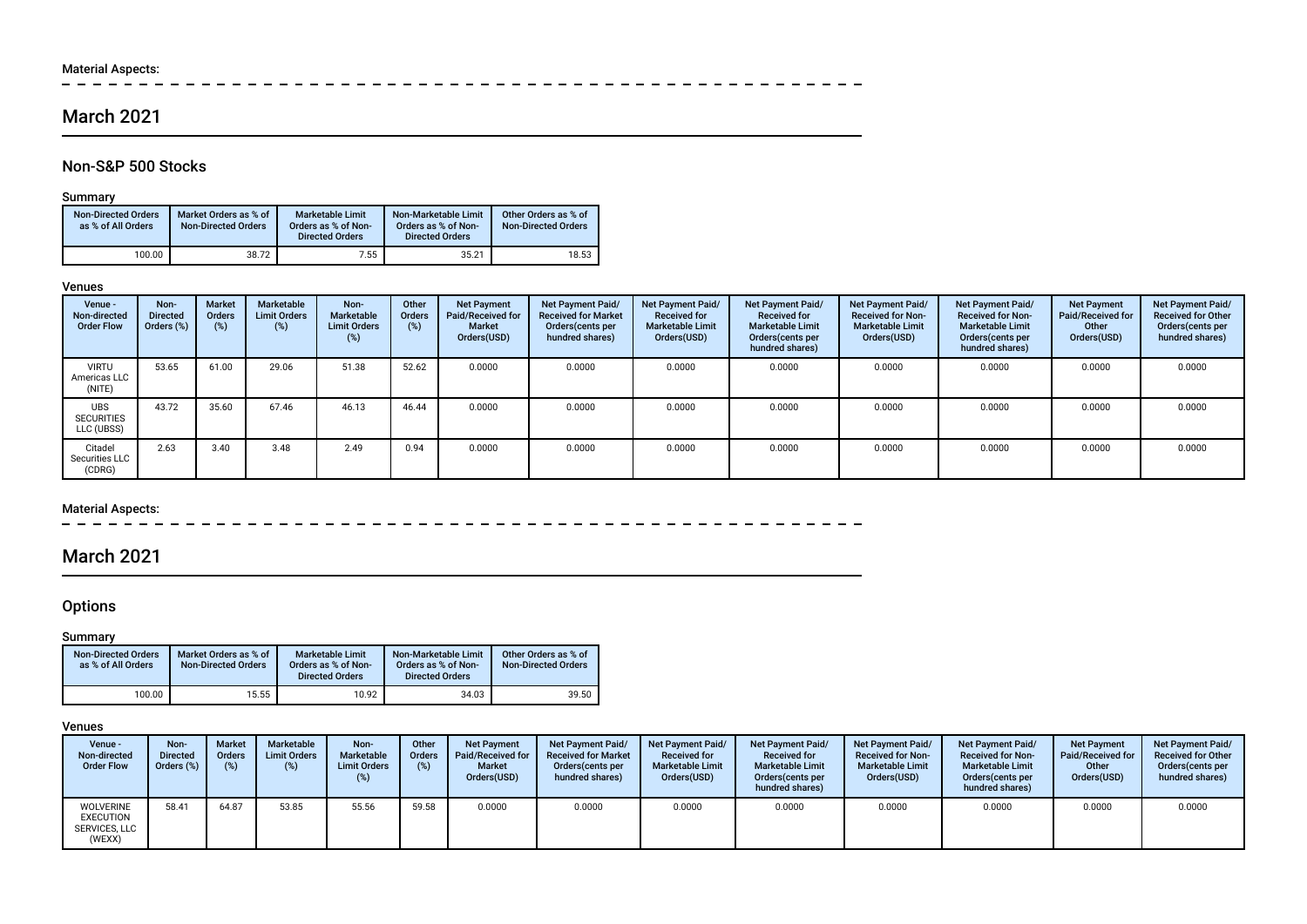Material Aspects:

## March 2021

### Non-S&P 500 Stocks

#### Summary

| Non-Directed Orders as % of All Orders | Market Orders as % of Non-Directed Orders | Marketable Limit Orders as % of Non-Directed Orders | Non-Marketable Limit Orders as % of Non-Directed Orders | Other Orders as % of Non-Directed Orders |
|---|---|---|---|---|
| 100.00 | 38.72 | 7.55 | 35.21 | 18.53 |

#### Venues

| Venue - Non-directed Order Flow | Non-Directed Orders (%) | Market Orders (%) | Marketable Limit Orders (%) | Non-Marketable Limit Orders (%) | Other Orders (%) | Net Payment Paid/Received for Market Orders(USD) | Net Payment Paid/Received for Market Orders(cents per hundred shares) | Net Payment Paid/Received for Marketable Limit Orders(USD) | Net Payment Paid/Received for Marketable Limit Orders(cents per hundred shares) | Net Payment Paid/Received for Non-Marketable Limit Orders(USD) | Net Payment Paid/Received for Non-Marketable Limit Orders(cents per hundred shares) | Net Payment Paid/Received for Other Orders(USD) | Net Payment Paid/Received for Other Orders(cents per hundred shares) |
|---|---|---|---|---|---|---|---|---|---|---|---|---|---|
| VIRTU Americas LLC (NITE) | 53.65 | 61.00 | 29.06 | 51.38 | 52.62 | 0.0000 | 0.0000 | 0.0000 | 0.0000 | 0.0000 | 0.0000 | 0.0000 | 0.0000 |
| UBS SECURITIES LLC (UBSS) | 43.72 | 35.60 | 67.46 | 46.13 | 46.44 | 0.0000 | 0.0000 | 0.0000 | 0.0000 | 0.0000 | 0.0000 | 0.0000 | 0.0000 |
| Citadel Securities LLC (CDRG) | 2.63 | 3.40 | 3.48 | 2.49 | 0.94 | 0.0000 | 0.0000 | 0.0000 | 0.0000 | 0.0000 | 0.0000 | 0.0000 | 0.0000 |

Material Aspects:

## March 2021

### Options

#### Summary

| Non-Directed Orders as % of All Orders | Market Orders as % of Non-Directed Orders | Marketable Limit Orders as % of Non-Directed Orders | Non-Marketable Limit Orders as % of Non-Directed Orders | Other Orders as % of Non-Directed Orders |
|---|---|---|---|---|
| 100.00 | 15.55 | 10.92 | 34.03 | 39.50 |

#### Venues

| Venue - Non-directed Order Flow | Non-Directed Orders (%) | Market Orders (%) | Marketable Limit Orders (%) | Non-Marketable Limit Orders (%) | Other Orders (%) | Net Payment Paid/Received for Market Orders(USD) | Net Payment Paid/Received for Market Orders(cents per hundred shares) | Net Payment Paid/Received for Marketable Limit Orders(USD) | Net Payment Paid/Received for Marketable Limit Orders(cents per hundred shares) | Net Payment Paid/Received for Non-Marketable Limit Orders(USD) | Net Payment Paid/Received for Non-Marketable Limit Orders(cents per hundred shares) | Net Payment Paid/Received for Other Orders(USD) | Net Payment Paid/Received for Other Orders(cents per hundred shares) |
|---|---|---|---|---|---|---|---|---|---|---|---|---|---|
| WOLVERINE EXECUTION SERVICES, LLC (WEXX) | 58.41 | 64.87 | 53.85 | 55.56 | 59.58 | 0.0000 | 0.0000 | 0.0000 | 0.0000 | 0.0000 | 0.0000 | 0.0000 | 0.0000 |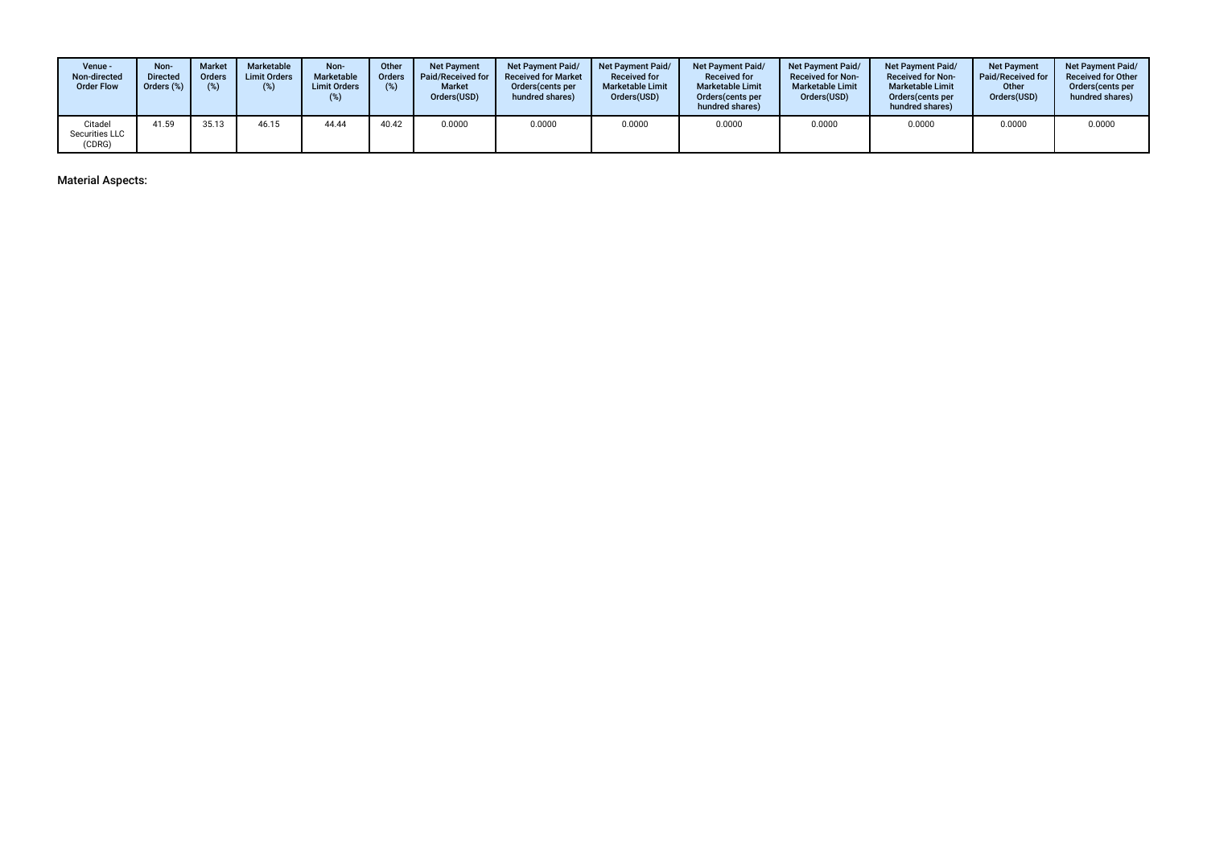| Venue - Non-directed Order Flow | Non-Directed Orders (%) | Market Orders (%) | Marketable Limit Orders (%) | Non-Marketable Limit Orders (%) | Other Orders (%) | Net Payment Paid/Received for Market Orders(USD) | Net Payment Paid/ Received for Market Orders(cents per hundred shares) | Net Payment Paid/ Received for Marketable Limit Orders(USD) | Net Payment Paid/ Received for Marketable Limit Orders(cents per hundred shares) | Net Payment Paid/ Received for Non-Marketable Limit Orders(USD) | Net Payment Paid/ Received for Non-Marketable Limit Orders(cents per hundred shares) | Net Payment Paid/Received for Other Orders(USD) | Net Payment Paid/ Received for Other Orders(cents per hundred shares) |
|---|---|---|---|---|---|---|---|---|---|---|---|---|---|
| Citadel Securities LLC (CDRG) | 41.59 | 35.13 | 46.15 | 44.44 | 40.42 | 0.0000 | 0.0000 | 0.0000 | 0.0000 | 0.0000 | 0.0000 | 0.0000 | 0.0000 |

Material Aspects: